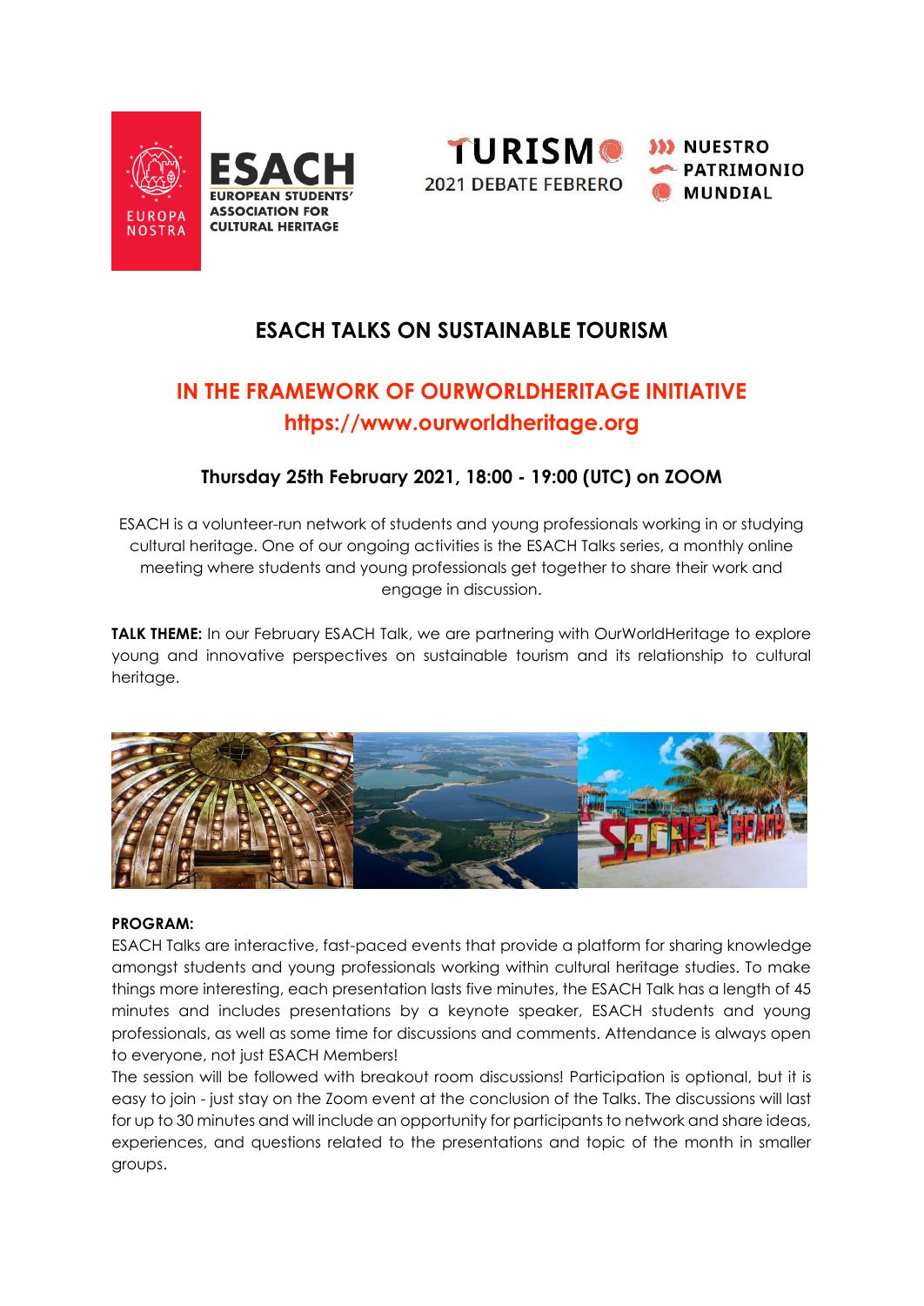# ESACH TALKS ON SUSTAINABLE TOURISM

## IN THE FRAMEWORK OF OURWORLDHERITAGE INITIATIVE
## https://www.ourworldheritage.org

### Thursday 25th February 2021, 18:00 - 19:00 (UTC) on ZOOM

ESACH is a volunteer-run network of students and young professionals working in or studying cultural heritage. One of our ongoing activities is the ESACH Talks series, a monthly online meeting where students and young professionals get together to share their work and engage in discussion.

**TALK THEME:** In our February ESACH Talk, we are partnering with OurWorldHeritage to explore young and innovative perspectives on sustainable tourism and its relationship to cultural heritage.

**PROGRAM:**

ESACH Talks are interactive, fast-paced events that provide a platform for sharing knowledge amongst students and young professionals working within cultural heritage studies. To make things more interesting, each presentation lasts five minutes, the ESACH Talk has a length of 45 minutes and includes presentations by a keynote speaker, ESACH students and young professionals, as well as some time for discussions and comments. Attendance is always open to everyone, not just ESACH Members!

The session will be followed with breakout room discussions! Participation is optional, but it is easy to join - just stay on the Zoom event at the conclusion of the Talks. The discussions will last for up to 30 minutes and will include an opportunity for participants to network and share ideas, experiences, and questions related to the presentations and topic of the month in smaller groups.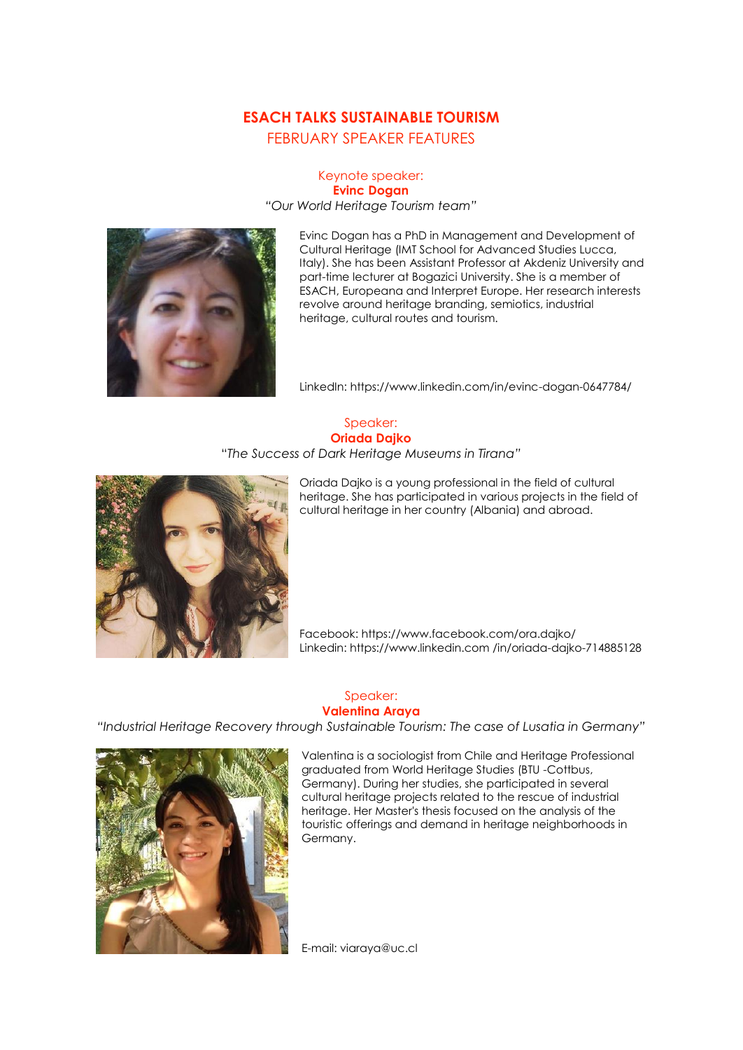# ESACH TALKS SUSTAINABLE TOURISM

## FEBRUARY SPEAKER FEATURES

Keynote speaker:
**Evinc Dogan**
*"Our World Heritage Tourism team"*

Evinc Dogan has a PhD in Management and Development of Cultural Heritage (IMT School for Advanced Studies Lucca, Italy). She has been Assistant Professor at Akdeniz University and part-time lecturer at Bogazici University. She is a member of ESACH, Europeana and Interpret Europe. Her research interests revolve around heritage branding, semiotics, industrial heritage, cultural routes and tourism.

LinkedIn: https://www.linkedin.com/in/evinc-dogan-0647784/

Speaker:
**Oriada Dajko**
*"The Success of Dark Heritage Museums in Tirana"*

Oriada Dajko is a young professional in the field of cultural heritage. She has participated in various projects in the field of cultural heritage in her country (Albania) and abroad.

Facebook: https://www.facebook.com/ora.dajko/
Linkedin: https://www.linkedin.com /in/oriada-dajko-714885128

Speaker:
**Valentina Araya**
*"Industrial Heritage Recovery through Sustainable Tourism: The case of Lusatia in Germany"*

Valentina is a sociologist from Chile and Heritage Professional graduated from World Heritage Studies (BTU -Cottbus, Germany). During her studies, she participated in several cultural heritage projects related to the rescue of industrial heritage. Her Master's thesis focused on the analysis of the touristic offerings and demand in heritage neighborhoods in Germany.

E-mail: viaraya@uc.cl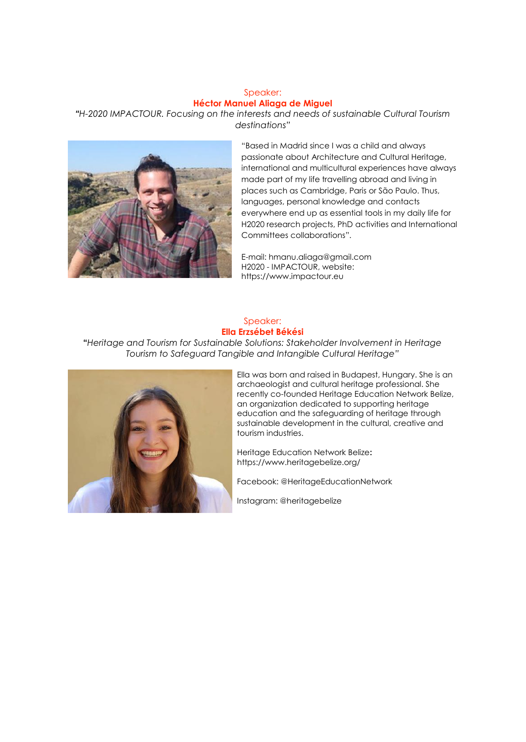Speaker:

**Héctor Manuel Aliaga de Miguel**

*"H-2020 IMPACTOUR. Focusing on the interests and needs of sustainable Cultural Tourism destinations"*

"Based in Madrid since I was a child and always passionate about Architecture and Cultural Heritage, international and multicultural experiences have always made part of my life travelling abroad and living in places such as Cambridge, Paris or São Paulo. Thus, languages, personal knowledge and contacts everywhere end up as essential tools in my daily life for H2020 research projects, PhD activities and International Committees collaborations".

E-mail: hmanu.aliaga@gmail.com
H2020 - IMPACTOUR, website:
https://www.impactour.eu

Speaker:

**Ella Erzsébet Békési**

*"Heritage and Tourism for Sustainable Solutions: Stakeholder Involvement in Heritage Tourism to Safeguard Tangible and Intangible Cultural Heritage"*

Ella was born and raised in Budapest, Hungary. She is an archaeologist and cultural heritage professional. She recently co-founded Heritage Education Network Belize, an organization dedicated to supporting heritage education and the safeguarding of heritage through sustainable development in the cultural, creative and tourism industries.

Heritage Education Network Belize:
https://www.heritagebelize.org/

Facebook: @HeritageEducationNetwork

Instagram: @heritagebelize